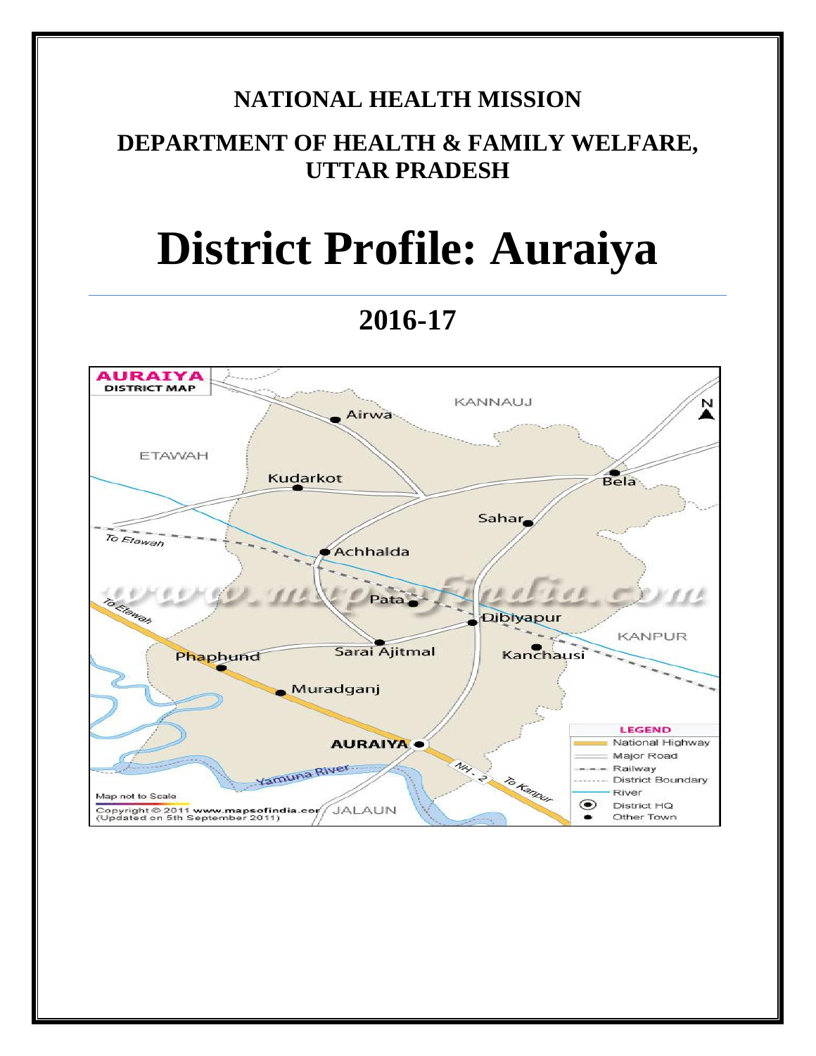**NATIONAL HEALTH MISSION**

**DEPARTMENT OF HEALTH & FAMILY WELFARE, UTTAR PRADESH**

# District Profile: Auraiya

## 2016-17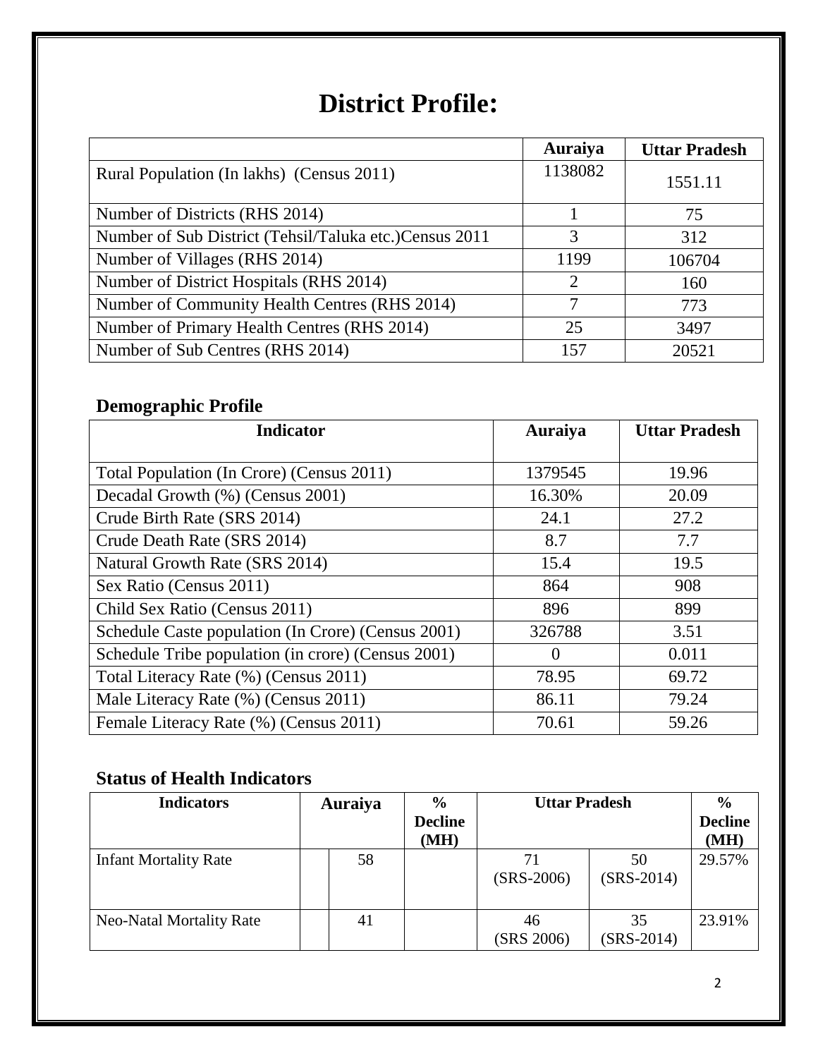# District Profile:

| | Auraiya | Uttar Pradesh |
|---|---|---|
| Rural Population (In lakhs) (Census 2011) | 1138082 | 1551.11 |
| Number of Districts (RHS 2014) | 1 | 75 |
| Number of Sub District (Tehsil/Taluka etc.)Census 2011 | 3 | 312 |
| Number of Villages (RHS 2014) | 1199 | 106704 |
| Number of District Hospitals (RHS 2014) | 2 | 160 |
| Number of Community Health Centres (RHS 2014) | 7 | 773 |
| Number of Primary Health Centres (RHS 2014) | 25 | 3497 |
| Number of Sub Centres (RHS 2014) | 157 | 20521 |

## Demographic Profile

| Indicator | Auraiya | Uttar Pradesh |
|---|---|---|
| Total Population (In Crore) (Census 2011) | 1379545 | 19.96 |
| Decadal Growth (%) (Census 2001) | 16.30% | 20.09 |
| Crude Birth Rate (SRS 2014) | 24.1 | 27.2 |
| Crude Death Rate (SRS 2014) | 8.7 | 7.7 |
| Natural Growth Rate (SRS 2014) | 15.4 | 19.5 |
| Sex Ratio (Census 2011) | 864 | 908 |
| Child Sex Ratio (Census 2011) | 896 | 899 |
| Schedule Caste population (In Crore) (Census 2001) | 326788 | 3.51 |
| Schedule Tribe population (in crore) (Census 2001) | 0 | 0.011 |
| Total Literacy Rate (%) (Census 2011) | 78.95 | 69.72 |
| Male Literacy Rate (%) (Census 2011) | 86.11 | 79.24 |
| Female Literacy Rate (%) (Census 2011) | 70.61 | 59.26 |

## Status of Health Indicators

| Indicators | Auraiya | | % Decline (MH) | Uttar Pradesh | | % Decline (MH) |
|---|---|---|---|---|---|---|
| Infant Mortality Rate | | 58 | | 71 (SRS-2006) | 50 (SRS-2014) | 29.57% |
| Neo-Natal Mortality Rate | | 41 | | 46 (SRS 2006) | 35 (SRS-2014) | 23.91% |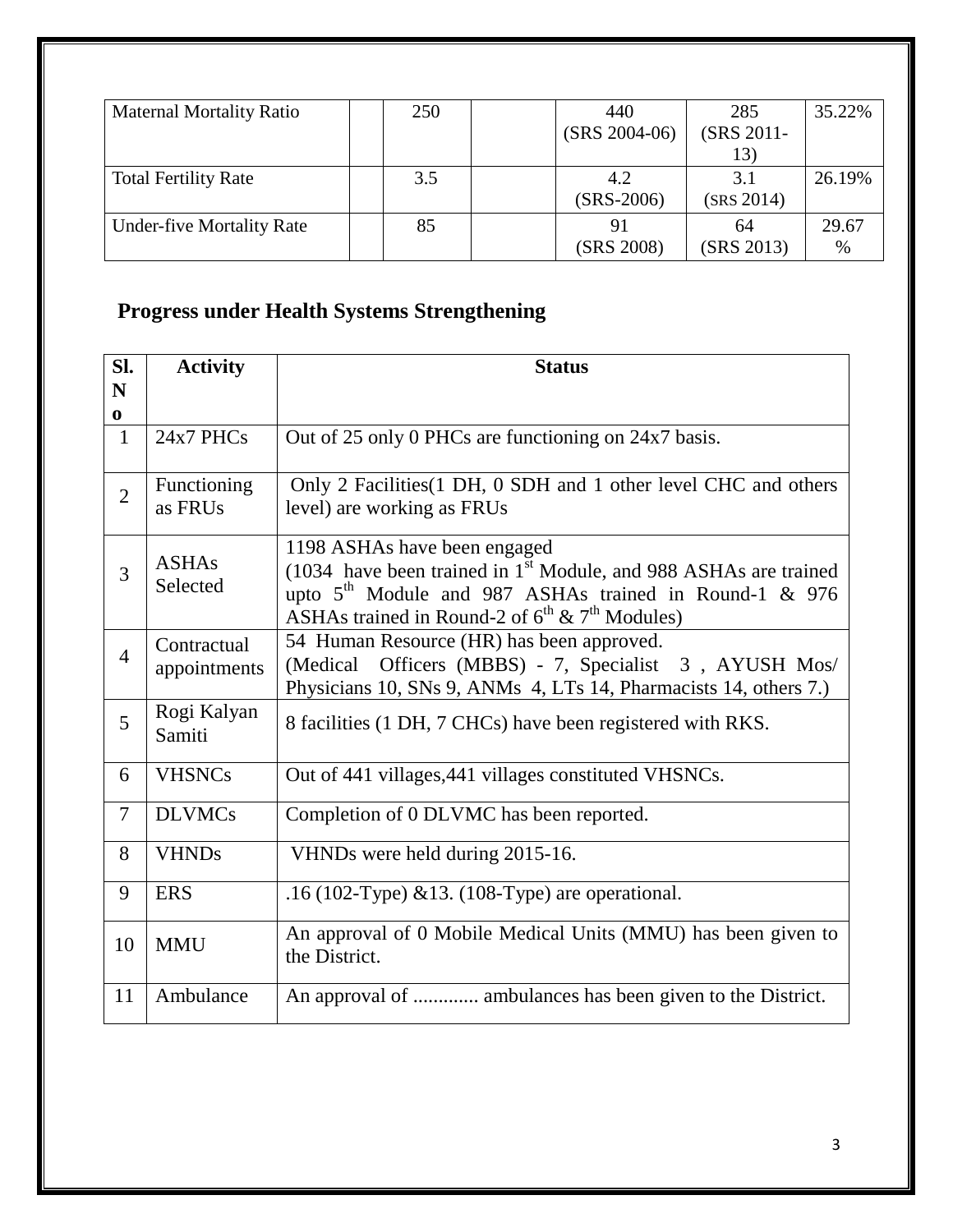| Maternal Mortality Ratio | | 250 | | 440 (SRS 2004-06) | 285 (SRS 2011-13) | 35.22% |
|---|---|---|---|---|---|---|
| Total Fertility Rate | | 3.5 | | 4.2 (SRS-2006) | 3.1 (SRS 2014) | 26.19% |
| Under-five Mortality Rate | | 85 | | 91 (SRS 2008) | 64 (SRS 2013) | 29.67 % |

## Progress under Health Systems Strengthening

| Sl. No | Activity | Status |
|---|---|---|
| 1 | 24x7 PHCs | Out of 25 only 0 PHCs are functioning on 24x7 basis. |
| 2 | Functioning as FRUs | Only 2 Facilities(1 DH, 0 SDH and 1 other level CHC and others level) are working as FRUs |
| 3 | ASHAs Selected | 1198 ASHAs have been engaged (1034 have been trained in 1st Module, and 988 ASHAs are trained upto 5th Module and 987 ASHAs trained in Round-1 & 976 ASHAs trained in Round-2 of 6th & 7th Modules) |
| 4 | Contractual appointments | 54 Human Resource (HR) has been approved. (Medical Officers (MBBS) - 7, Specialist 3 , AYUSH Mos/ Physicians 10, SNs 9, ANMs 4, LTs 14, Pharmacists 14, others 7.) |
| 5 | Rogi Kalyan Samiti | 8 facilities (1 DH, 7 CHCs) have been registered with RKS. |
| 6 | VHSNCs | Out of 441 villages,441 villages constituted VHSNCs. |
| 7 | DLVMCs | Completion of 0 DLVMC has been reported. |
| 8 | VHNDs | VHNDs were held during 2015-16. |
| 9 | ERS | .16 (102-Type) &13. (108-Type) are operational. |
| 10 | MMU | An approval of 0 Mobile Medical Units (MMU) has been given to the District. |
| 11 | Ambulance | An approval of ............. ambulances has been given to the District. |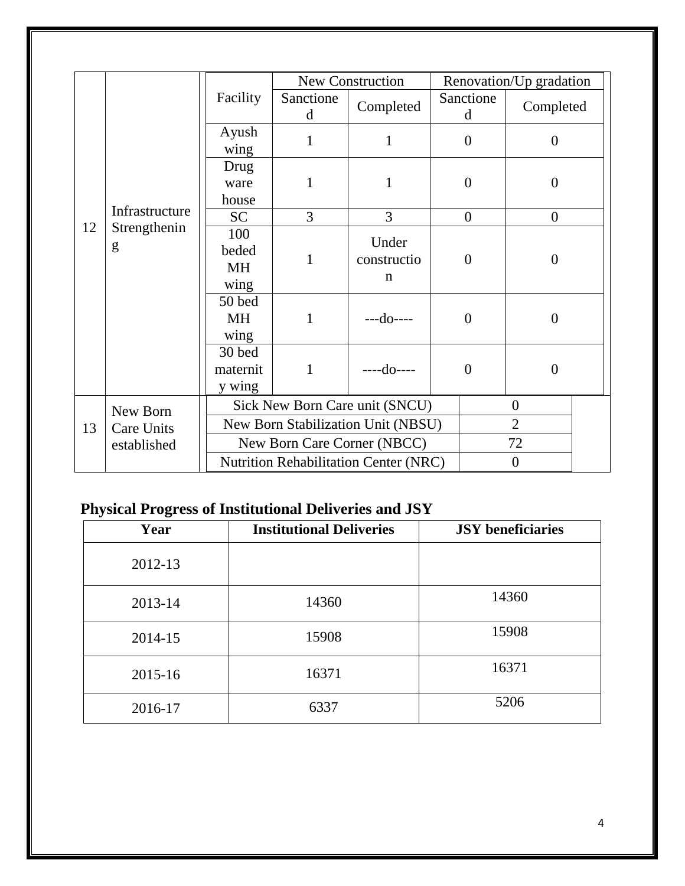| 12 | Infrastructure Strengthening | Facility | New Construction | | Renovation/Up gradation | |
|---|---|---|---|---|---|---|
| | | | Sanctioned | Completed | Sanctioned | Completed |
| | | Ayush wing | 1 | 1 | 0 | 0 |
| | | Drug ware house | 1 | 1 | 0 | 0 |
| | | SC | 3 | 3 | 0 | 0 |
| | | 100 beded MH wing | 1 | Under construction | 0 | 0 |
| | | 50 bed MH wing | 1 | ---do---- | 0 | 0 |
| | | 30 bed maternity wing | 1 | ----do---- | 0 | 0 |

| 13 | New Born Care Units established | | |
|---|---|---|---|
| | | Sick New Born Care unit (SNCU) | 0 |
| | | New Born Stabilization Unit (NBSU) | 2 |
| | | New Born Care Corner (NBCC) | 72 |
| | | Nutrition Rehabilitation Center (NRC) | 0 |

## Physical Progress of Institutional Deliveries and JSY

| Year | Institutional Deliveries | JSY beneficiaries |
|---|---|---|
| 2012-13 | | |
| 2013-14 | 14360 | 14360 |
| 2014-15 | 15908 | 15908 |
| 2015-16 | 16371 | 16371 |
| 2016-17 | 6337 | 5206 |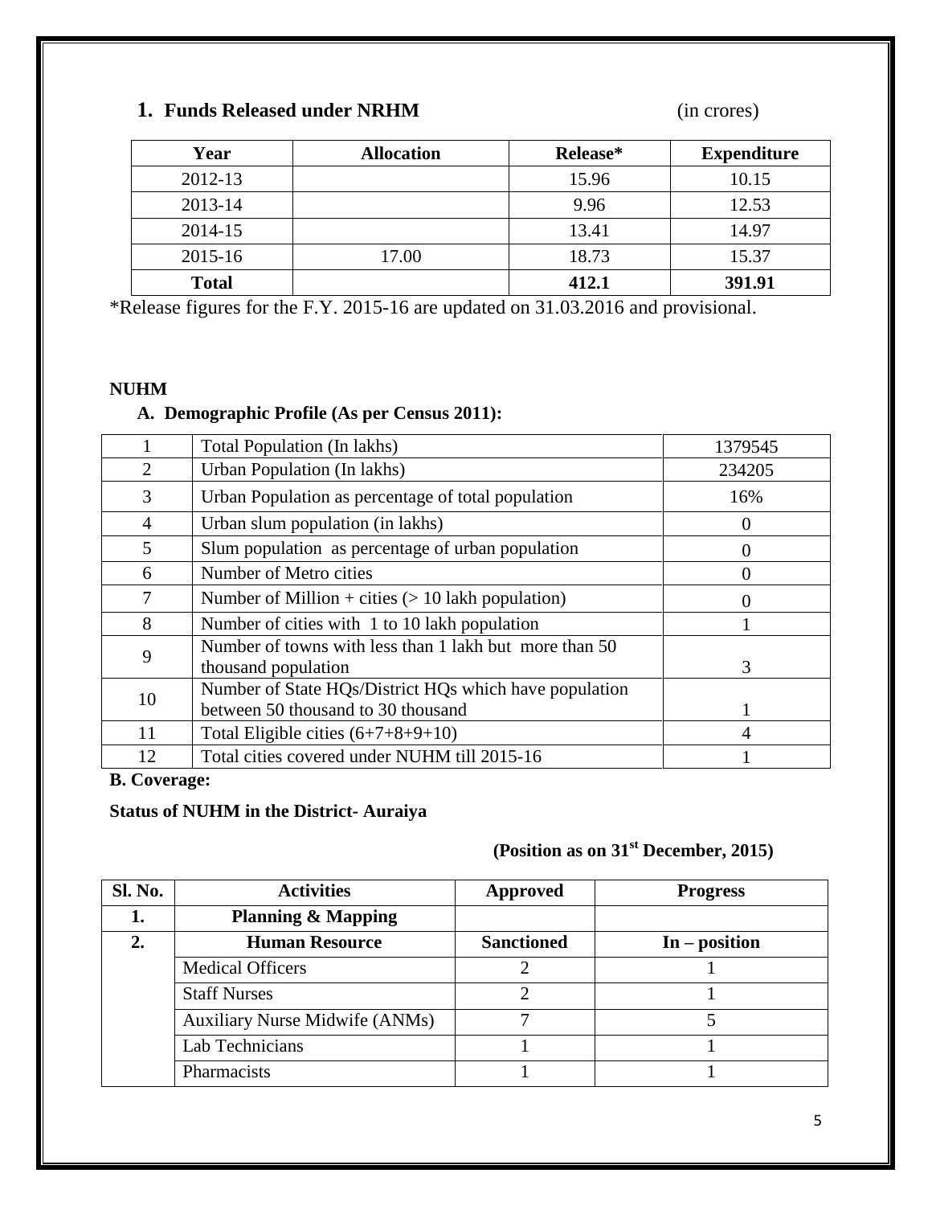## 1. Funds Released under NRHM (in crores)

| Year | Allocation | Release* | Expenditure |
|---|---|---|---|
| 2012-13 | | 15.96 | 10.15 |
| 2013-14 | | 9.96 | 12.53 |
| 2014-15 | | 13.41 | 14.97 |
| 2015-16 | 17.00 | 18.73 | 15.37 |
| **Total** | | **412.1** | **391.91** |

*Release figures for the F.Y. 2015-16 are updated on 31.03.2016 and provisional.

**NUHM**

### A. Demographic Profile (As per Census 2011):

| | | |
|---|---|---|
| 1 | Total Population (In lakhs) | 1379545 |
| 2 | Urban Population (In lakhs) | 234205 |
| 3 | Urban Population as percentage of total population | 16% |
| 4 | Urban slum population (in lakhs) | 0 |
| 5 | Slum population as percentage of urban population | 0 |
| 6 | Number of Metro cities | 0 |
| 7 | Number of Million + cities (> 10 lakh population) | 0 |
| 8 | Number of cities with 1 to 10 lakh population | 1 |
| 9 | Number of towns with less than 1 lakh but more than 50 thousand population | 3 |
| 10 | Number of State HQs/District HQs which have population between 50 thousand to 30 thousand | 1 |
| 11 | Total Eligible cities (6+7+8+9+10) | 4 |
| 12 | Total cities covered under NUHM till 2015-16 | 1 |

**B. Coverage:**

**Status of NUHM in the District- Auraiya**

**(Position as on 31st December, 2015)**

| Sl. No. | Activities | Approved | Progress |
|---|---|---|---|
| **1.** | **Planning & Mapping** | | |
| **2.** | **Human Resource** | **Sanctioned** | **In – position** |
| | Medical Officers | 2 | 1 |
| | Staff Nurses | 2 | 1 |
| | Auxiliary Nurse Midwife (ANMs) | 7 | 5 |
| | Lab Technicians | 1 | 1 |
| | Pharmacists | 1 | 1 |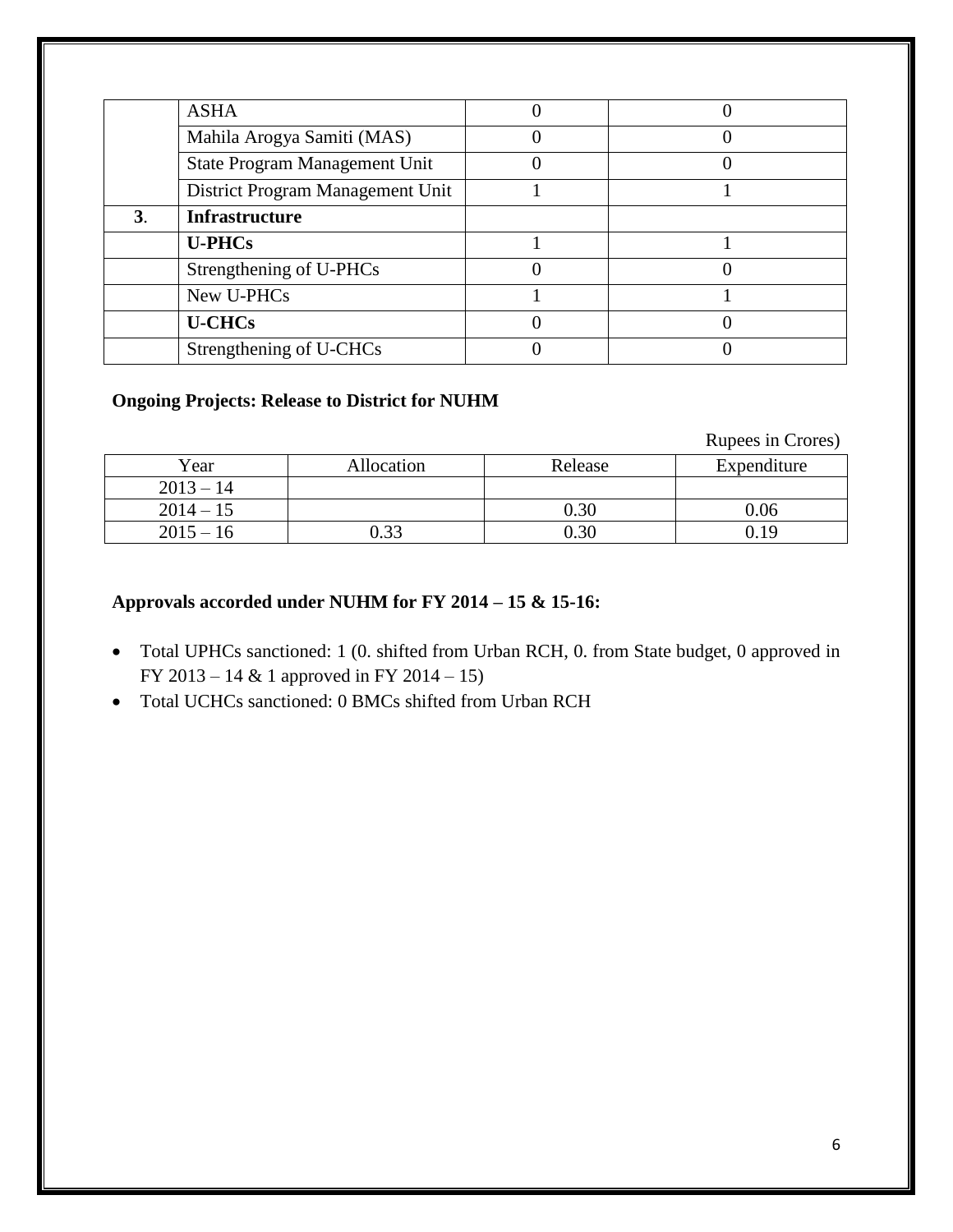| | | | |
|---|---|---|---|
| | ASHA | 0 | 0 |
| | Mahila Arogya Samiti (MAS) | 0 | 0 |
| | State Program Management Unit | 0 | 0 |
| | District Program Management Unit | 1 | 1 |
| **3**. | **Infrastructure** | | |
| | **U-PHCs** | 1 | 1 |
| | Strengthening of U-PHCs | 0 | 0 |
| | New U-PHCs | 1 | 1 |
| | **U-CHCs** | 0 | 0 |
| | Strengthening of U-CHCs | 0 | 0 |

**Ongoing Projects: Release to District for NUHM**

Rupees in Crores)

| Year | Allocation | Release | Expenditure |
|---|---|---|---|
| 2013 – 14 | | | |
| 2014 – 15 | | 0.30 | 0.06 |
| 2015 – 16 | 0.33 | 0.30 | 0.19 |

**Approvals accorded under NUHM for FY 2014 – 15 & 15-16:**

- Total UPHCs sanctioned: 1 (0. shifted from Urban RCH, 0. from State budget, 0 approved in FY 2013 – 14 & 1 approved in FY 2014 – 15)
- Total UCHCs sanctioned: 0 BMCs shifted from Urban RCH